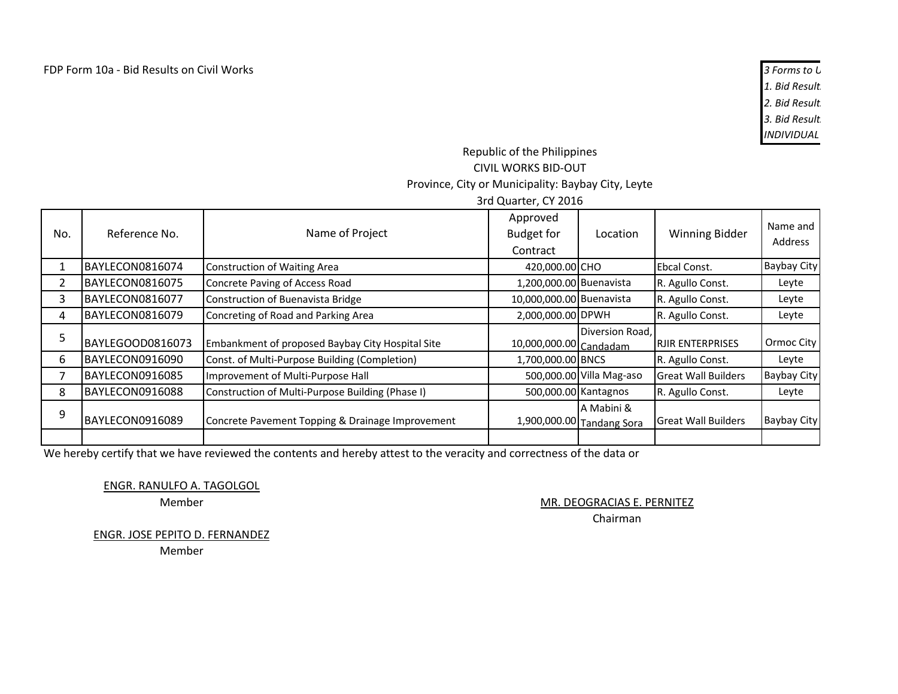FDP Form 10a - Bid Results on Civil Works

*3 Forms to U*
*1. Bid Result*
*2. Bid Result*
*3. Bid Result*
*INDIVIDUAL*

Republic of the Philippines
CIVIL WORKS BID-OUT
Province, City or Municipality: Baybay City, Leyte
3rd Quarter, CY 2016

| No. | Reference No. | Name of Project | Approved Budget for Contract | Location | Winning Bidder | Name and Address |
|---|---|---|---|---|---|---|
| 1 | BAYLECON0816074 | Construction of Waiting Area | 420,000.00 | CHO | Ebcal Const. | Baybay City |
| 2 | BAYLECON0816075 | Concrete Paving of Access Road | 1,200,000.00 | Buenavista | R. Agullo Const. | Leyte |
| 3 | BAYLECON0816077 | Construction of Buenavista Bridge | 10,000,000.00 | Buenavista | R. Agullo Const. | Leyte |
| 4 | BAYLECON0816079 | Concreting of Road and Parking Area | 2,000,000.00 | DPWH | R. Agullo Const. | Leyte |
| 5 | BAYLEGOOD0816073 | Embankment of proposed Baybay City Hospital Site | 10,000,000.00 | Diversion Road, Candadam | RJIR ENTERPRISES | Ormoc City |
| 6 | BAYLECON0916090 | Const. of Multi-Purpose Building (Completion) | 1,700,000.00 | BNCS | R. Agullo Const. | Leyte |
| 7 | BAYLECON0916085 | Improvement of Multi-Purpose Hall | 500,000.00 | Villa Mag-aso | Great Wall Builders | Baybay City |
| 8 | BAYLECON0916088 | Construction of Multi-Purpose Building (Phase I) | 500,000.00 | Kantagnos | R. Agullo Const. | Leyte |
| 9 | BAYLECON0916089 | Concrete Pavement Topping & Drainage Improvement | 1,900,000.00 | A Mabini & Tandang Sora | Great Wall Builders | Baybay City |
| | | | | | | |

We hereby certify that we have reviewed the contents and hereby attest to the veracity and correctness of the data or

ENGR. RANULFO A. TAGOLGOL
Member

MR. DEOGRACIAS E. PERNITEZ
Chairman

ENGR. JOSE PEPITO D. FERNANDEZ
Member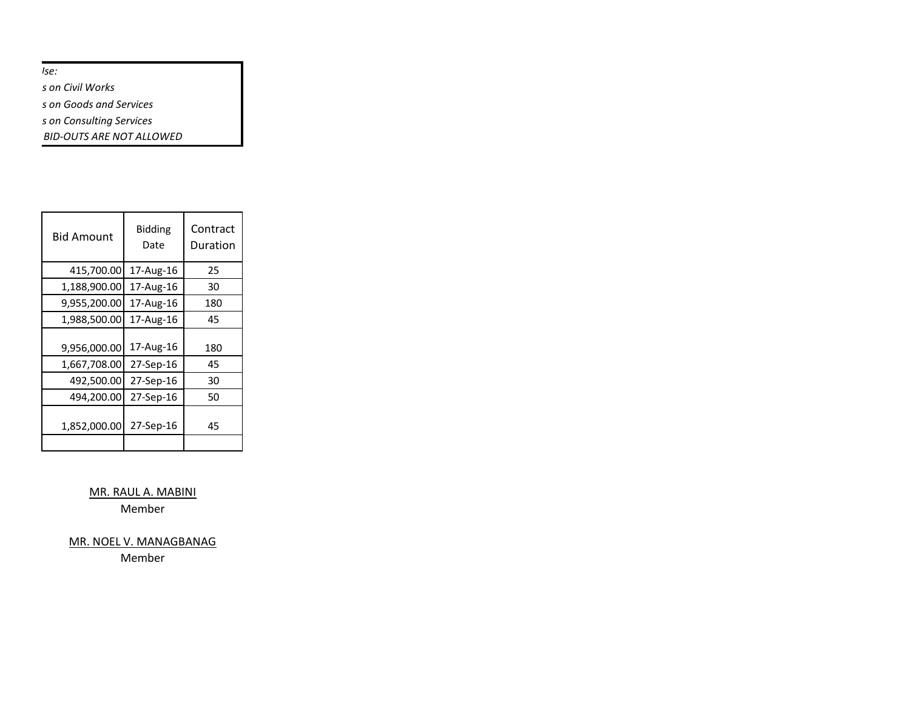lse:
s on Civil Works
s on Goods and Services
s on Consulting Services
BID-OUTS ARE NOT ALLOWED

| Bid Amount | Bidding Date | Contract Duration |
|---|---|---|
| 415,700.00 | 17-Aug-16 | 25 |
| 1,188,900.00 | 17-Aug-16 | 30 |
| 9,955,200.00 | 17-Aug-16 | 180 |
| 1,988,500.00 | 17-Aug-16 | 45 |
| 9,956,000.00 | 17-Aug-16 | 180 |
| 1,667,708.00 | 27-Sep-16 | 45 |
| 492,500.00 | 27-Sep-16 | 30 |
| 494,200.00 | 27-Sep-16 | 50 |
| 1,852,000.00 | 27-Sep-16 | 45 |
| | | |

MR. RAUL A. MABINI
Member

MR. NOEL V. MANAGBANAG
Member